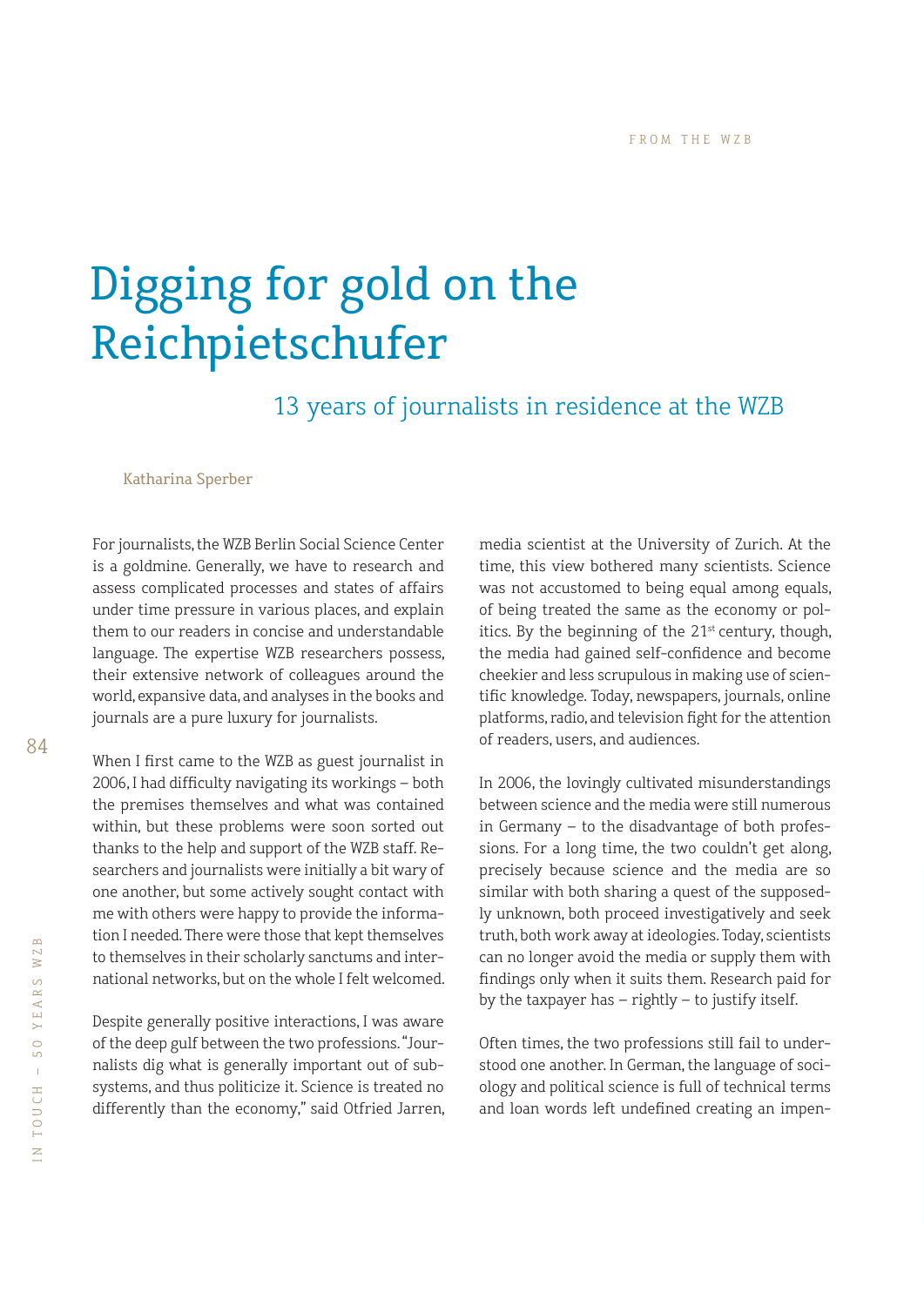FROM THE WZB

# Digging for gold on the Reichpietschufer

## 13 years of journalists in residence at the WZB

Katharina Sperber

For journalists, the WZB Berlin Social Science Center is a goldmine. Generally, we have to research and assess complicated processes and states of affairs under time pressure in various places, and explain them to our readers in concise and understandable language. The expertise WZB researchers possess, their extensive network of colleagues around the world, expansive data, and analyses in the books and journals are a pure luxury for journalists.

When I first came to the WZB as guest journalist in 2006, I had difficulty navigating its workings – both the premises themselves and what was contained within, but these problems were soon sorted out thanks to the help and support of the WZB staff. Researchers and journalists were initially a bit wary of one another, but some actively sought contact with me with others were happy to provide the information I needed. There were those that kept themselves to themselves in their scholarly sanctums and international networks, but on the whole I felt welcomed.

Despite generally positive interactions, I was aware of the deep gulf between the two professions. "Journalists dig what is generally important out of subsystems, and thus politicize it. Science is treated no differently than the economy," said Otfried Jarren, media scientist at the University of Zurich. At the time, this view bothered many scientists. Science was not accustomed to being equal among equals, of being treated the same as the economy or politics. By the beginning of the 21st century, though, the media had gained self-confidence and become cheekier and less scrupulous in making use of scientific knowledge. Today, newspapers, journals, online platforms, radio, and television fight for the attention of readers, users, and audiences.

In 2006, the lovingly cultivated misunderstandings between science and the media were still numerous in Germany – to the disadvantage of both professions. For a long time, the two couldn't get along, precisely because science and the media are so similar with both sharing a quest of the supposedly unknown, both proceed investigatively and seek truth, both work away at ideologies. Today, scientists can no longer avoid the media or supply them with findings only when it suits them. Research paid for by the taxpayer has – rightly – to justify itself.

Often times, the two professions still fail to understood one another. In German, the language of sociology and political science is full of technical terms and loan words left undefined creating an impen-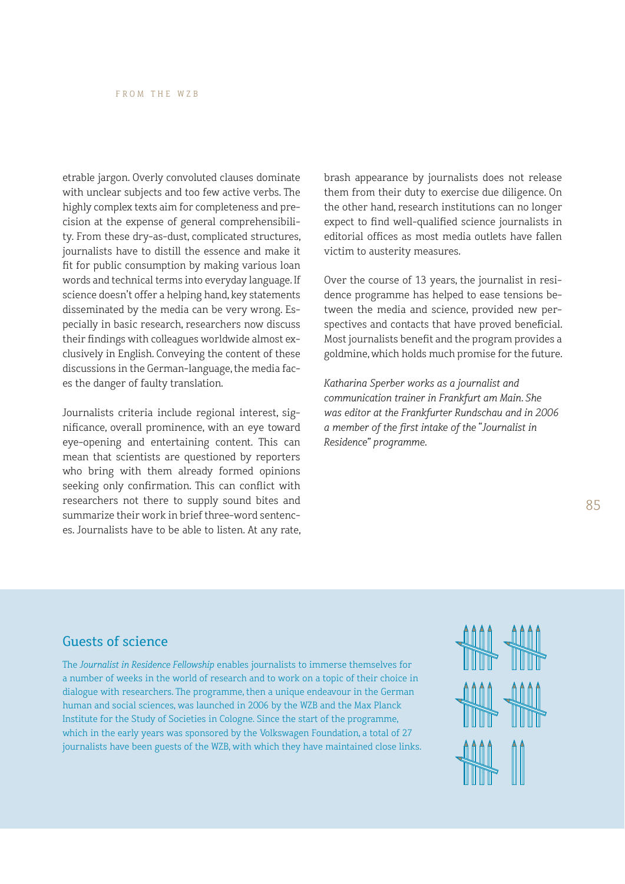etrable jargon. Overly convoluted clauses dominate with unclear subjects and too few active verbs. The highly complex texts aim for completeness and precision at the expense of general comprehensibility. From these dry-as-dust, complicated structures, journalists have to distill the essence and make it fit for public consumption by making various loan words and technical terms into everyday language. If science doesn't offer a helping hand, key statements disseminated by the media can be very wrong. Especially in basic research, researchers now discuss their findings with colleagues worldwide almost exclusively in English. Conveying the content of these discussions in the German-language, the media faces the danger of faulty translation.

Journalists criteria include regional interest, significance, overall prominence, with an eye toward eye-opening and entertaining content. This can mean that scientists are questioned by reporters who bring with them already formed opinions seeking only confirmation. This can conflict with researchers not there to supply sound bites and summarize their work in brief three-word sentences. Journalists have to be able to listen. At any rate, brash appearance by journalists does not release them from their duty to exercise due diligence. On the other hand, research institutions can no longer expect to find well-qualified science journalists in editorial offices as most media outlets have fallen victim to austerity measures.

Over the course of 13 years, the journalist in residence programme has helped to ease tensions between the media and science, provided new perspectives and contacts that have proved beneficial. Most journalists benefit and the program provides a goldmine, which holds much promise for the future.

*Katharina Sperber works as a journalist and communication trainer in Frankfurt am Main. She was editor at the Frankfurter Rundschau and in 2006 a member of the first intake of the "Journalist in Residence" programme.*

## Guests of science

The *Journalist in Residence Fellowship* enables journalists to immerse themselves for a number of weeks in the world of research and to work on a topic of their choice in dialogue with researchers. The programme, then a unique endeavour in the German human and social sciences, was launched in 2006 by the WZB and the Max Planck Institute for the Study of Societies in Cologne. Since the start of the programme, which in the early years was sponsored by the Volkswagen Foundation, a total of 27 journalists have been guests of the WZB, with which they have maintained close links.